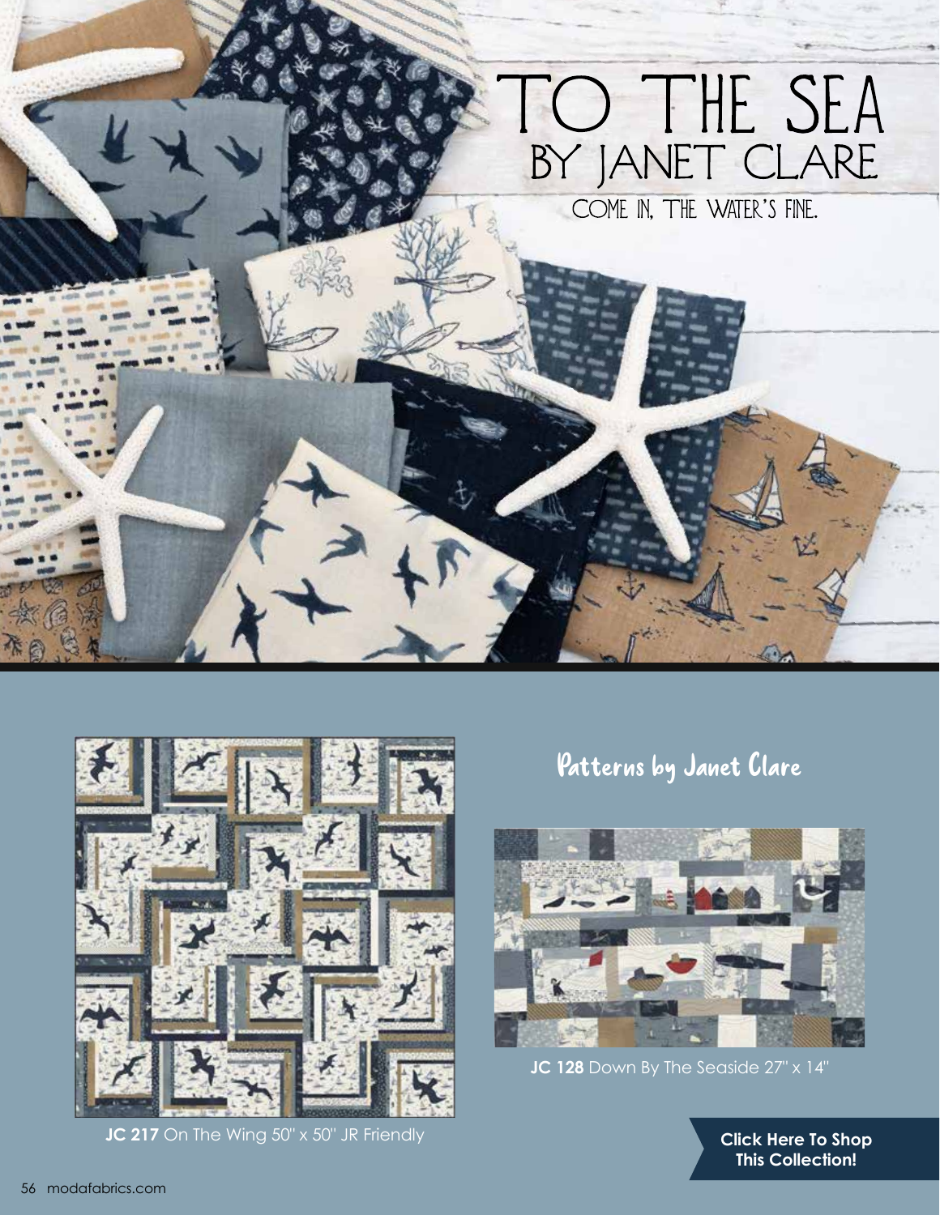# TO THE SEA
## BY JANET CLARE

COME IN, THE WATER'S FINE.

## Patterns by Janet Clare

**JC 217** On The Wing 50" x 50" JR Friendly

**JC 128** Down By The Seaside 27" x 14"

**Click Here To Shop This Collection!**

modafabrics.com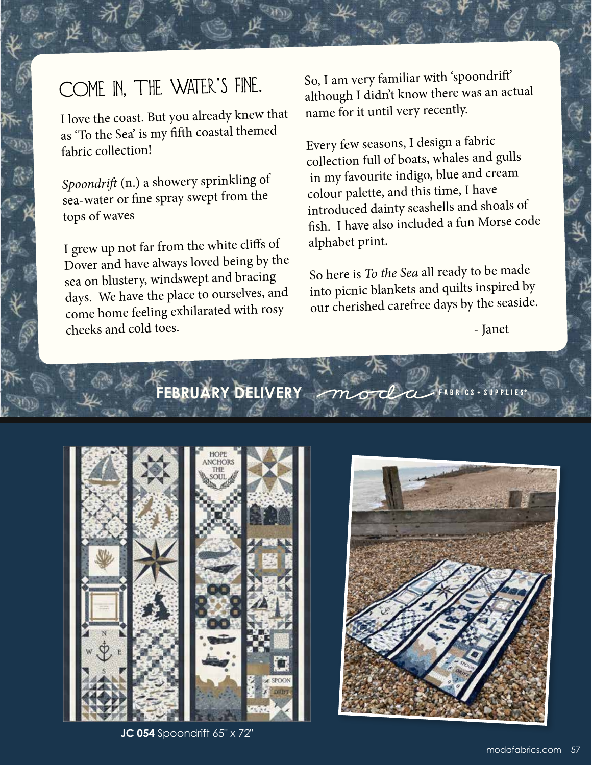# COME IN, THE WATER'S FINE.

I love the coast. But you already knew that as 'To the Sea' is my fifth coastal themed fabric collection!

*Spoondrift* (n.) a showery sprinkling of sea-water or fine spray swept from the tops of waves

I grew up not far from the white cliffs of Dover and have always loved being by the sea on blustery, windswept and bracing days. We have the place to ourselves, and come home feeling exhilarated with rosy cheeks and cold toes.

So, I am very familiar with 'spoondrift' although I didn't know there was an actual name for it until very recently.

Every few seasons, I design a fabric collection full of boats, whales and gulls in my favourite indigo, blue and cream colour palette, and this time, I have introduced dainty seashells and shoals of fish. I have also included a fun Morse code alphabet print.

So here is *To the Sea* all ready to be made into picnic blankets and quilts inspired by our cherished carefree days by the seaside.

- Janet

**FEBRUARY DELIVERY** moda FABRICS + SUPPLIES

**JC 054** Spoondrift 65" x 72"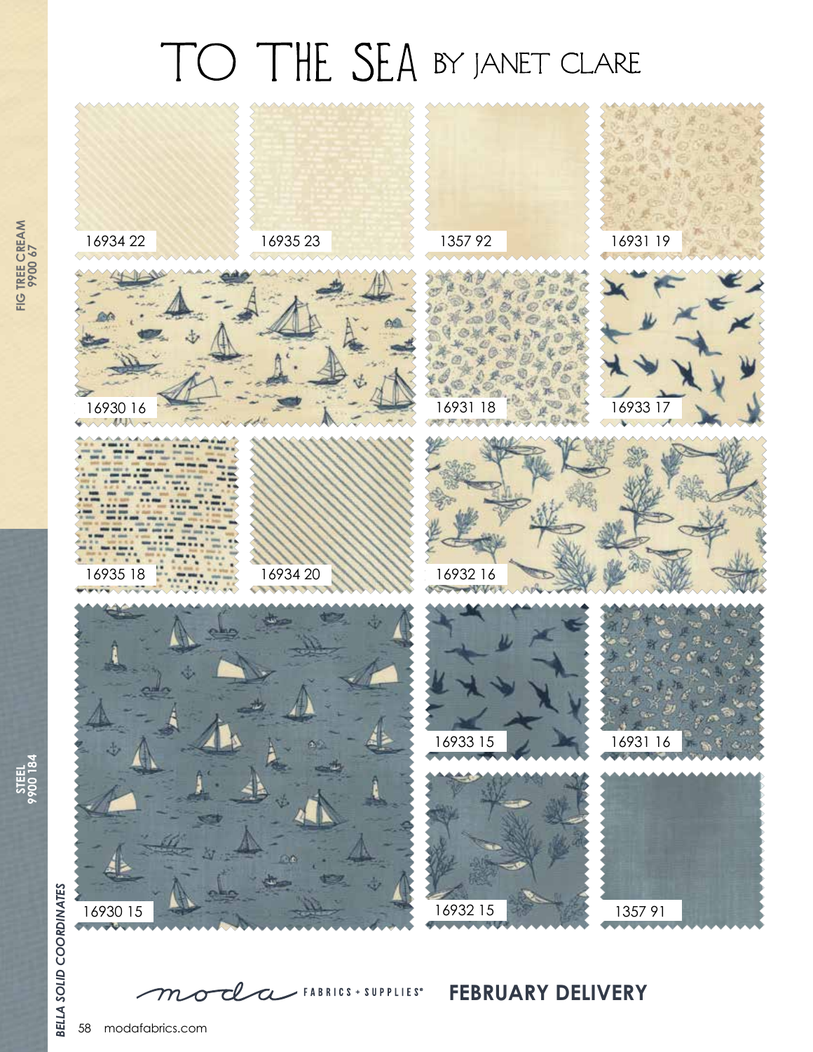# TO THE SEA BY JANET CLARE

16934 22

16935 23

1357 92

16931 19

16930 16

16931 18

16933 17

16935 18

16934 20

16932 16

16933 15

16931 16

16930 15

16932 15

1357 91

FIG TREE CREAM 9900 67

STEEL 9900 184

*BELLA SOLID COORDINATES*

moda FABRICS + SUPPLIES®

**FEBRUARY DELIVERY**

modafabrics.com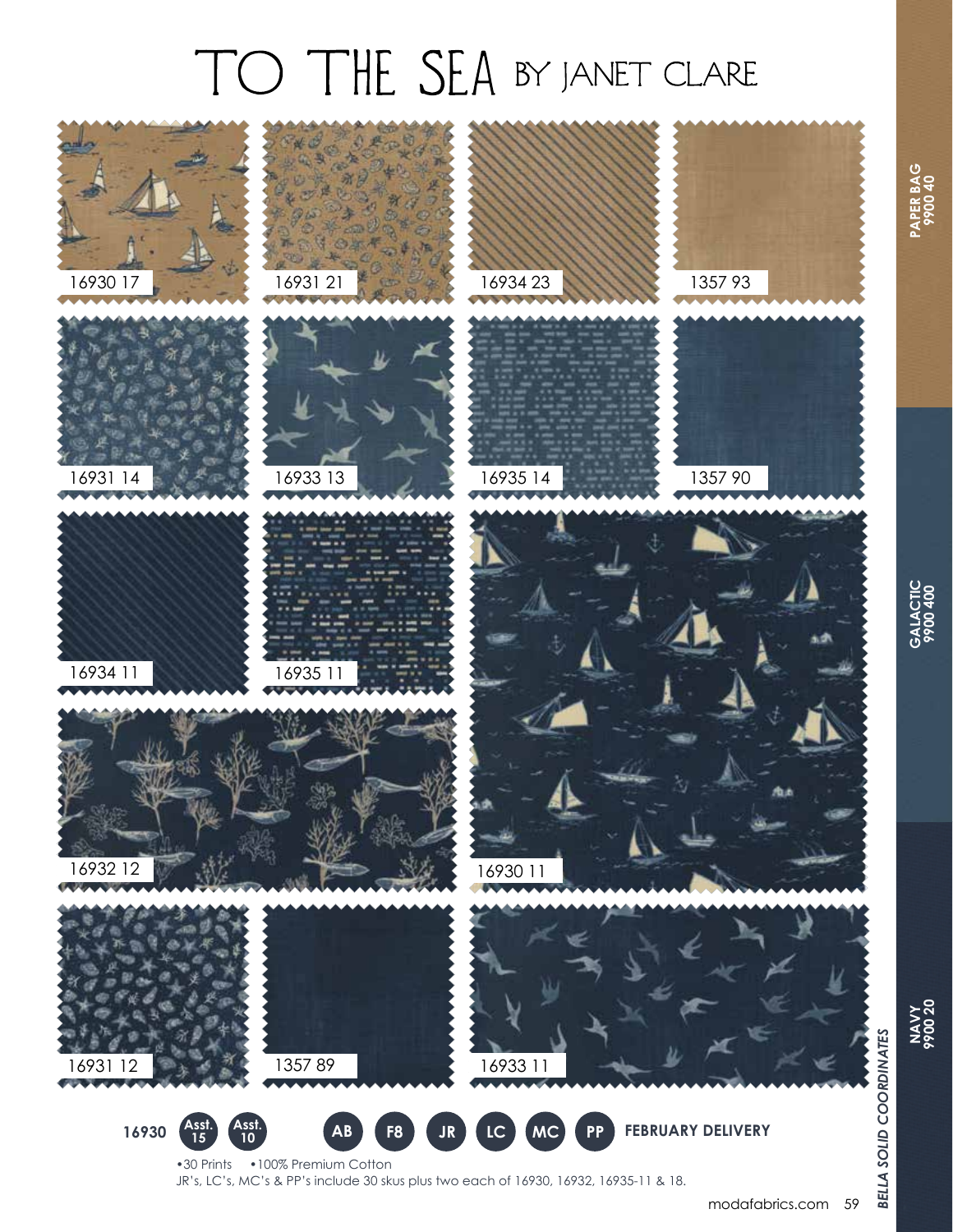# TO THE SEA BY JANET CLARE

16930 17

16931 21

16934 23

1357 93

16931 14

16933 13

16935 14

1357 90

16934 11

16935 11

16932 12

16930 11

16931 12

1357 89

16933 11

16930 Asst. 15 Asst. 10 AB F8 JR LC MC PP **FEBRUARY DELIVERY**

•30 Prints •100% Premium Cotton

JR's, LC's, MC's & PP's include 30 skus plus two each of 16930, 16932, 16935-11 & 18.

modafabrics.com

***BELLA SOLID COORDINATES***

**PAPER BAG 9900 40**

**GALACTIC 9900 400**

**NAVY 9900 20**